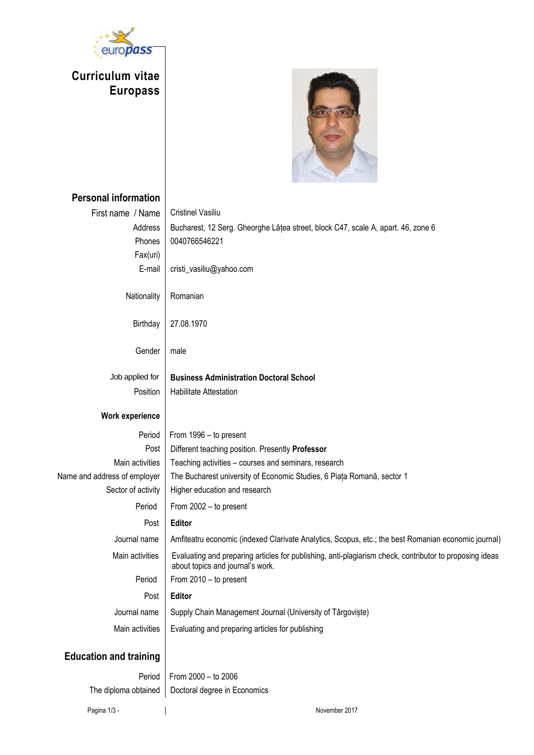# Curriculum vitae Europass

## Personal information

| | |
|---|---|
| First name / Name | Cristinel Vasiliu |
| Address | Bucharest, 12 Serg. Gheorghe Lățea street, block C47, scale A, apart. 46, zone 6 |
| Phones | 0040766546221 |
| Fax(uri) | |
| E-mail | cristi_vasiliu@yahoo.com |
| Nationality | Romanian |
| Birthday | 27.08.1970 |
| Gender | male |
| Job applied for | **Business Administration Doctoral School** |
| Position | Habilitate Attestation |

## Work experience

| | |
|---|---|
| Period | From 1996 – to present |
| Post | Different teaching position. Presently **Professor** |
| Main activities | Teaching activities – courses and seminars, research |
| Name and address of employer | The Bucharest university of Economic Studies, 6 Piața Romană, sector 1 |
| Sector of activity | Higher education and research |
| Period | From 2002 – to present |
| Post | **Editor** |
| Journal name | Amfiteatru economic (indexed Clarivate Analytics, Scopus, etc.; the best Romanian economic journal) |
| Main activities | Evaluating and preparing articles for publishing, anti-plagiarism check, contributor to proposing ideas about topics and journal's work. |
| Period | From 2010 – to present |
| Post | **Editor** |
| Journal name | Supply Chain Management Journal (University of Târgoviște) |
| Main activities | Evaluating and preparing articles for publishing |

## Education and training

| | |
|---|---|
| Period | From 2000 – to 2006 |
| The diploma obtained | Doctoral degree in Economics |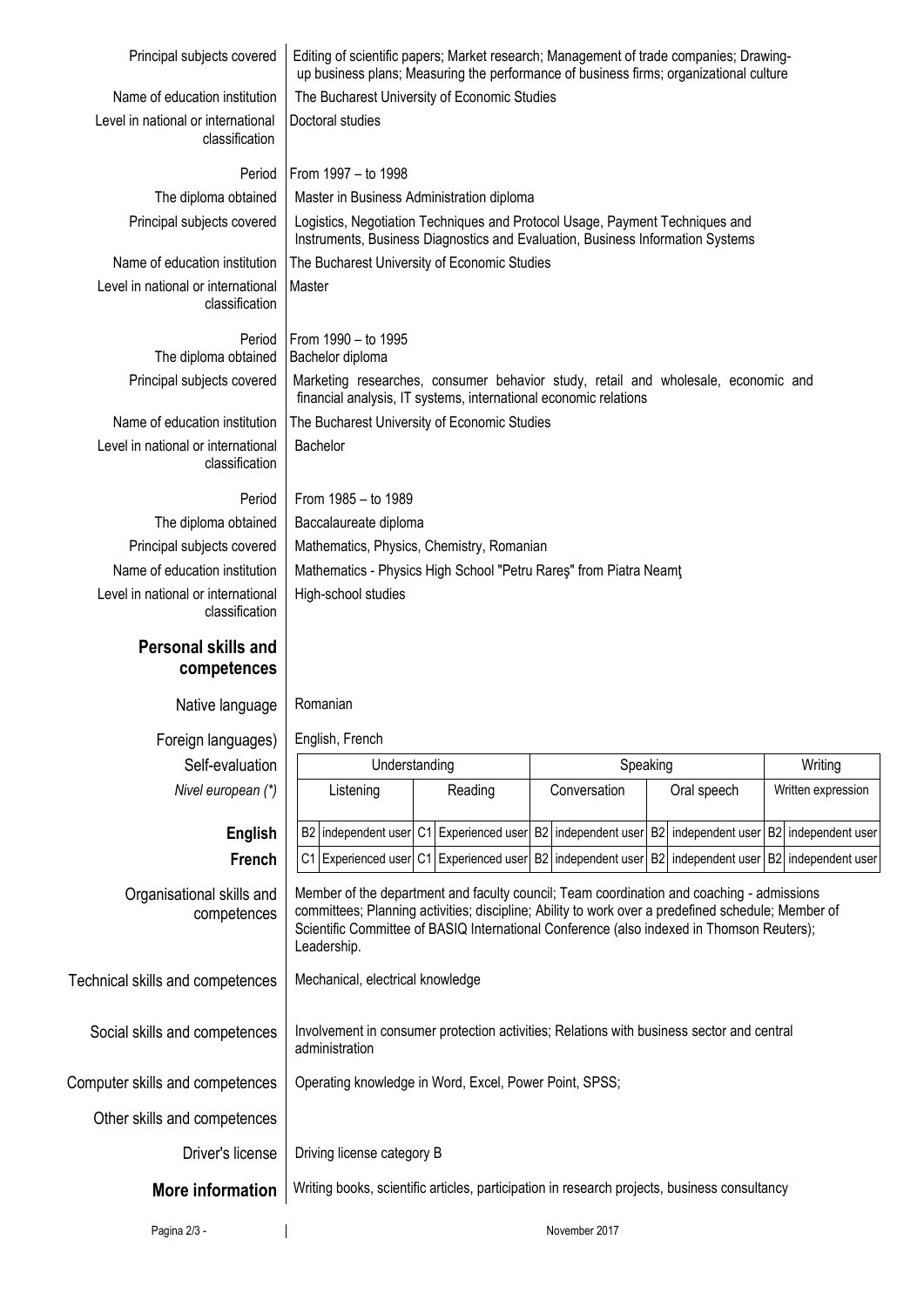| | |
|---|---|
| Principal subjects covered | Editing of scientific papers; Market research; Management of trade companies; Drawing-up business plans; Measuring the performance of business firms; organizational culture |
| Name of education institution | The Bucharest University of Economic Studies |
| Level in national or international classification | Doctoral studies |
| | |
| Period | From 1997 – to 1998 |
| The diploma obtained | Master in Business Administration diploma |
| Principal subjects covered | Logistics, Negotiation Techniques and Protocol Usage, Payment Techniques and Instruments, Business Diagnostics and Evaluation, Business Information Systems |
| Name of education institution | The Bucharest University of Economic Studies |
| Level in national or international classification | Master |
| | |
| Period | From 1990 – to 1995 |
| The diploma obtained | Bachelor diploma |
| Principal subjects covered | Marketing researches, consumer behavior study, retail and wholesale, economic and financial analysis, IT systems, international economic relations |
| Name of education institution | The Bucharest University of Economic Studies |
| Level in national or international classification | Bachelor |
| | |
| Period | From 1985 – to 1989 |
| The diploma obtained | Baccalaureate diploma |
| Principal subjects covered | Mathematics, Physics, Chemistry, Romanian |
| Name of education institution | Mathematics - Physics High School "Petru Rareş" from Piatra Neamţ |
| Level in national or international classification | High-school studies |

## Personal skills and competences

| | |
|---|---|
| Native language | Romanian |
| Foreign languages) | English, French |

| Self-evaluation | Understanding | | Speaking | | Writing |
|---|---|---|---|---|---|
| *Nivel european (\*)* | Listening | Reading | Conversation | Oral speech | Written expression |
| **English** | B2 independent user | C1 Experienced user | B2 independent user | B2 independent user | B2 independent user |
| **French** | C1 Experienced user | C1 Experienced user | B2 independent user | B2 independent user | B2 independent user |

| | |
|---|---|
| Organisational skills and competences | Member of the department and faculty council; Team coordination and coaching - admissions committees; Planning activities; discipline; Ability to work over a predefined schedule; Member of Scientific Committee of BASIQ International Conference (also indexed in Thomson Reuters); Leadership. |
| Technical skills and competences | Mechanical, electrical knowledge |
| Social skills and competences | Involvement in consumer protection activities; Relations with business sector and central administration |
| Computer skills and competences | Operating knowledge in Word, Excel, Power Point, SPSS; |
| Other skills and competences | |
| Driver's license | Driving license category B |
| **More information** | Writing books, scientific articles, participation in research projects, business consultancy |

November 2017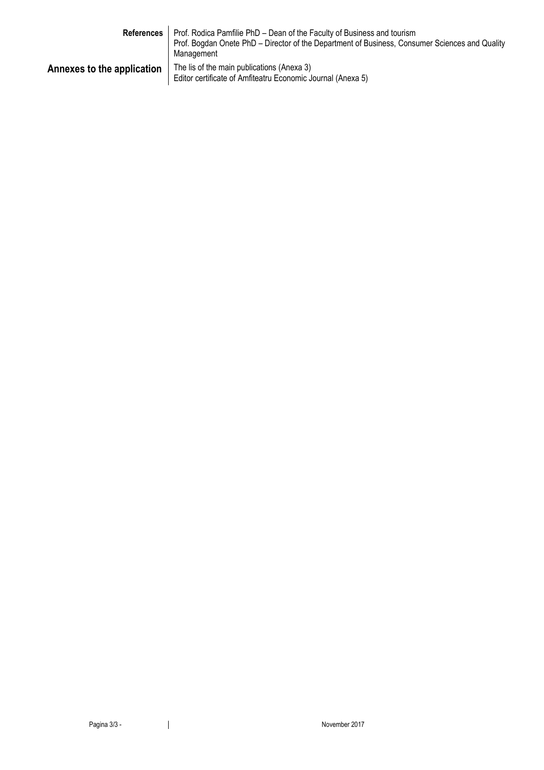| | |
|---|---|
| **References** | Prof. Rodica Pamfilie PhD – Dean of the Faculty of Business and tourism<br>Prof. Bogdan Onete PhD – Director of the Department of Business, Consumer Sciences and Quality Management |
| **Annexes to the application** | The lis of the main publications (Anexa 3)<br>Editor certificate of Amfiteatru Economic Journal (Anexa 5) |